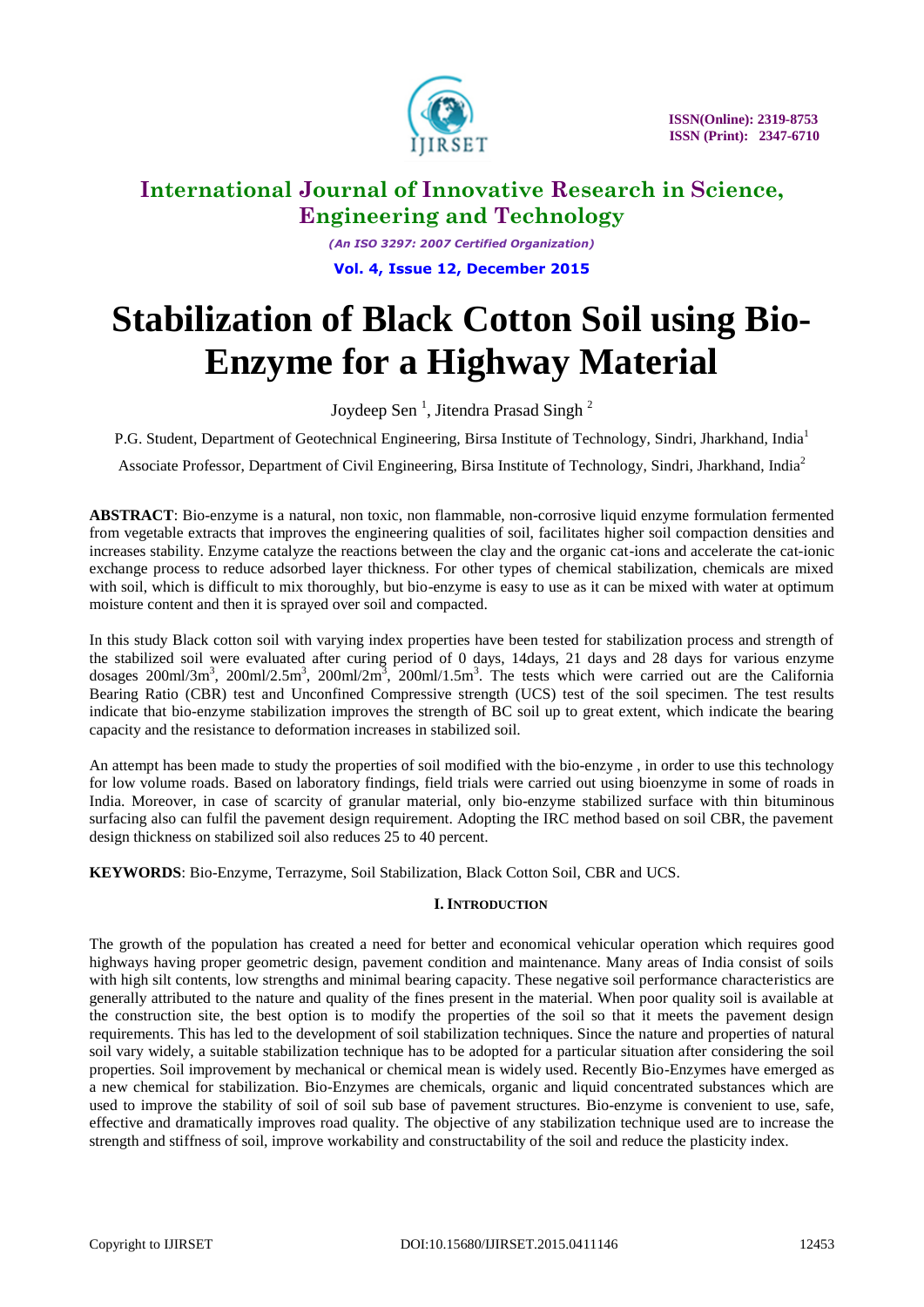# Stabilization of Black Cotton Soil using Bio-Enzyme for a Highway Material

Joydeep Sen [1], Jitendra Prasad Singh [2]

P.G. Student, Department of Geotechnical Engineering, Birsa Institute of Technology, Sindri, Jharkhand, India[1]

Associate Professor, Department of Civil Engineering, Birsa Institute of Technology, Sindri, Jharkhand, India[2]

**ABSTRACT**: Bio-enzyme is a natural, non toxic, non flammable, non-corrosive liquid enzyme formulation fermented from vegetable extracts that improves the engineering qualities of soil, facilitates higher soil compaction densities and increases stability. Enzyme catalyze the reactions between the clay and the organic cat-ions and accelerate the cat-ionic exchange process to reduce adsorbed layer thickness. For other types of chemical stabilization, chemicals are mixed with soil, which is difficult to mix thoroughly, but bio-enzyme is easy to use as it can be mixed with water at optimum moisture content and then it is sprayed over soil and compacted.

In this study Black cotton soil with varying index properties have been tested for stabilization process and strength of the stabilized soil were evaluated after curing period of 0 days, 14days, 21 days and 28 days for various enzyme dosages 200ml/3m$^3$, 200ml/2.5m$^3$, 200ml/2m$^3$, 200ml/1.5m$^3$. The tests which were carried out are the California Bearing Ratio (CBR) test and Unconfined Compressive strength (UCS) test of the soil specimen. The test results indicate that bio-enzyme stabilization improves the strength of BC soil up to great extent, which indicate the bearing capacity and the resistance to deformation increases in stabilized soil.

An attempt has been made to study the properties of soil modified with the bio-enzyme , in order to use this technology for low volume roads. Based on laboratory findings, field trials were carried out using bioenzyme in some of roads in India. Moreover, in case of scarcity of granular material, only bio-enzyme stabilized surface with thin bituminous surfacing also can fulfil the pavement design requirement. Adopting the IRC method based on soil CBR, the pavement design thickness on stabilized soil also reduces 25 to 40 percent.

**KEYWORDS**: Bio-Enzyme, Terrazyme, Soil Stabilization, Black Cotton Soil, CBR and UCS.

## I. INTRODUCTION

The growth of the population has created a need for better and economical vehicular operation which requires good highways having proper geometric design, pavement condition and maintenance. Many areas of India consist of soils with high silt contents, low strengths and minimal bearing capacity. These negative soil performance characteristics are generally attributed to the nature and quality of the fines present in the material. When poor quality soil is available at the construction site, the best option is to modify the properties of the soil so that it meets the pavement design requirements. This has led to the development of soil stabilization techniques. Since the nature and properties of natural soil vary widely, a suitable stabilization technique has to be adopted for a particular situation after considering the soil properties. Soil improvement by mechanical or chemical mean is widely used. Recently Bio-Enzymes have emerged as a new chemical for stabilization. Bio-Enzymes are chemicals, organic and liquid concentrated substances which are used to improve the stability of soil of soil sub base of pavement structures. Bio-enzyme is convenient to use, safe, effective and dramatically improves road quality. The objective of any stabilization technique used are to increase the strength and stiffness of soil, improve workability and constructability of the soil and reduce the plasticity index.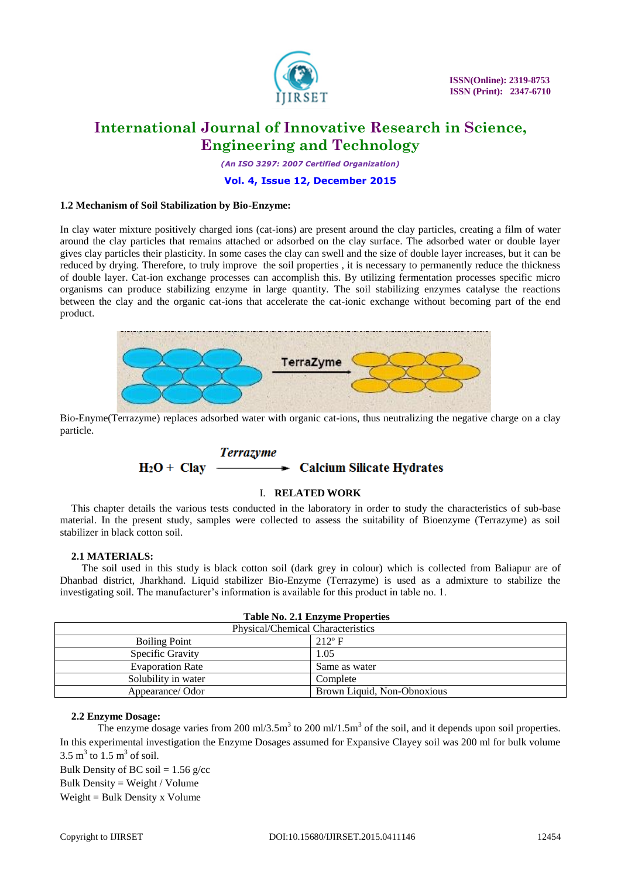### 1.2 Mechanism of Soil Stabilization by Bio-Enzyme:

In clay water mixture positively charged ions (cat-ions) are present around the clay particles, creating a film of water around the clay particles that remains attached or adsorbed on the clay surface. The adsorbed water or double layer gives clay particles their plasticity. In some cases the clay can swell and the size of double layer increases, but it can be reduced by drying. Therefore, to truly improve the soil properties , it is necessary to permanently reduce the thickness of double layer. Cat-ion exchange processes can accomplish this. By utilizing fermentation processes specific micro organisms can produce stabilizing enzyme in large quantity. The soil stabilizing enzymes catalyse the reactions between the clay and the organic cat-ions that accelerate the cat-ionic exchange without becoming part of the end product.

Bio-Enyme(Terrazyme) replaces adsorbed water with organic cat-ions, thus neutralizing the negative charge on a clay particle.

$$H_2O + \text{Clay} \xrightarrow{\textit{Terrazyme}} \text{Calcium Silicate Hydrates}$$

## I. RELATED WORK

This chapter details the various tests conducted in the laboratory in order to study the characteristics of sub-base material. In the present study, samples were collected to assess the suitability of Bioenzyme (Terrazyme) as soil stabilizer in black cotton soil.

### 2.1 MATERIALS:

The soil used in this study is black cotton soil (dark grey in colour) which is collected from Baliapur are of Dhanbad district, Jharkhand. Liquid stabilizer Bio-Enzyme (Terrazyme) is used as a admixture to stabilize the investigating soil. The manufacturer's information is available for this product in table no. 1.

**Table No. 2.1 Enzyme Properties**

| Physical/Chemical Characteristics | |
|---|---|
| Boiling Point | 212º F |
| Specific Gravity | 1.05 |
| Evaporation Rate | Same as water |
| Solubility in water | Complete |
| Appearance/ Odor | Brown Liquid, Non-Obnoxious |

### 2.2 Enzyme Dosage:

The enzyme dosage varies from 200 ml/3.5m$^3$ to 200 ml/1.5m$^3$ of the soil, and it depends upon soil properties. In this experimental investigation the Enzyme Dosages assumed for Expansive Clayey soil was 200 ml for bulk volume 3.5 m$^3$ to 1.5 m$^3$ of soil.

Bulk Density of BC soil = 1.56 g/cc

Bulk Density = Weight / Volume

Weight = Bulk Density x Volume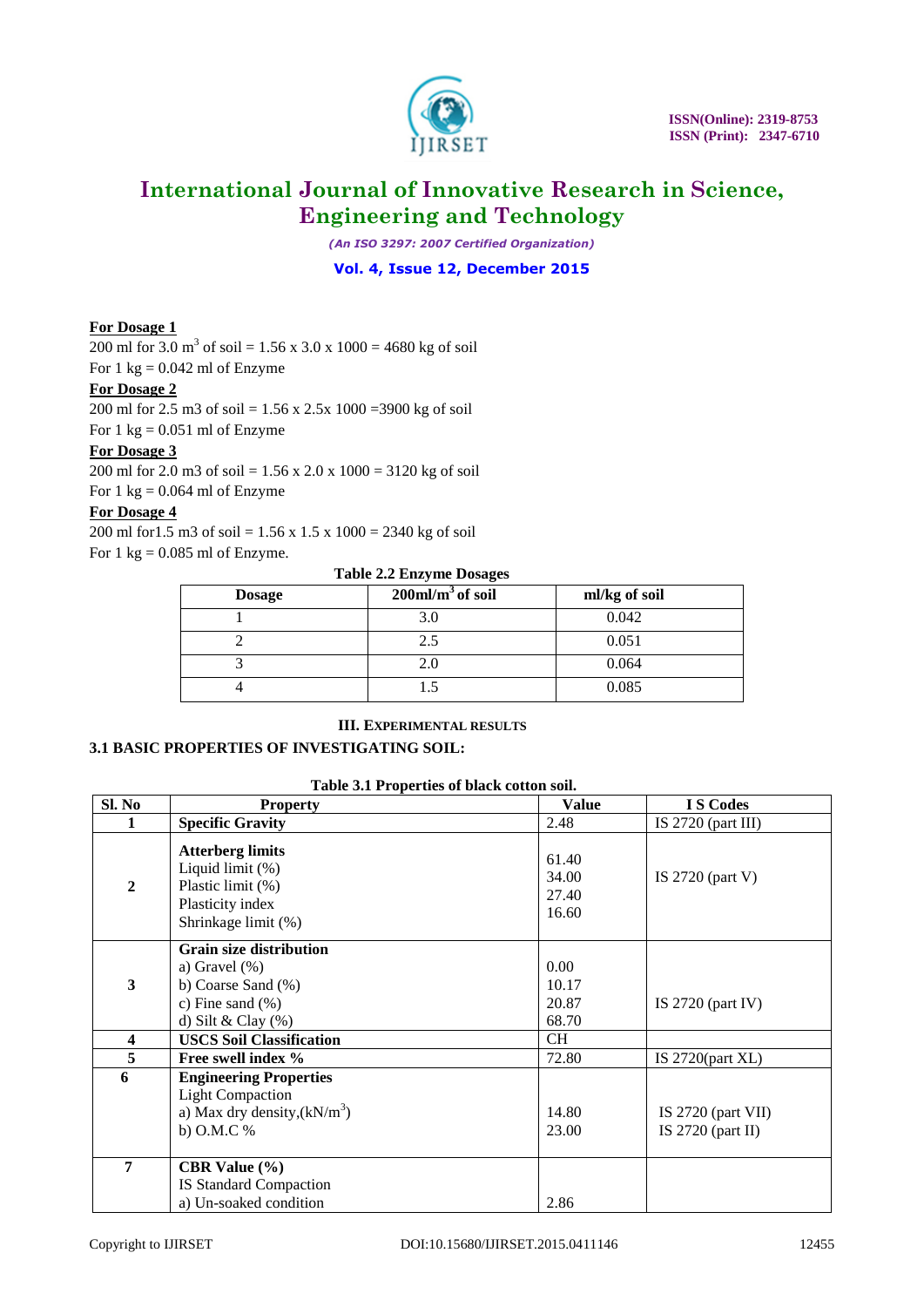**For Dosage 1**

200 ml for 3.0 $m^3$ of soil = 1.56 x 3.0 x 1000 = 4680 kg of soil

For 1 kg = 0.042 ml of Enzyme

**For Dosage 2**

200 ml for 2.5 m3 of soil = 1.56 x 2.5x 1000 =3900 kg of soil

For 1 kg = 0.051 ml of Enzyme

**For Dosage 3**

200 ml for 2.0 m3 of soil = 1.56 x 2.0 x 1000 = 3120 kg of soil

For 1 kg = 0.064 ml of Enzyme

**For Dosage 4**

200 ml for1.5 m3 of soil = 1.56 x 1.5 x 1000 = 2340 kg of soil

For 1 kg = 0.085 ml of Enzyme.

**Table 2.2 Enzyme Dosages**

| Dosage | 200ml/$m^3$ of soil | ml/kg of soil |
|---|---|---|
| 1 | 3.0 | 0.042 |
| 2 | 2.5 | 0.051 |
| 3 | 2.0 | 0.064 |
| 4 | 1.5 | 0.085 |

## III. EXPERIMENTAL RESULTS

### 3.1 BASIC PROPERTIES OF INVESTIGATING SOIL:

**Table 3.1 Properties of black cotton soil.**

| Sl. No | Property | Value | I S Codes |
|---|---|---|---|
| 1 | **Specific Gravity** | 2.48 | IS 2720 (part III) |
| 2 | **Atterberg limits**<br>Liquid limit (%)<br>Plastic limit (%)<br>Plasticity index<br>Shrinkage limit (%) | <br>61.40<br>34.00<br>27.40<br>16.60 | IS 2720 (part V) |
| 3 | **Grain size distribution**<br>a) Gravel (%)<br>b) Coarse Sand (%)<br>c) Fine sand (%)<br>d) Silt & Clay (%) | <br>0.00<br>10.17<br>20.87<br>68.70 | IS 2720 (part IV) |
| 4 | **USCS Soil Classification** | CH | |
| 5 | **Free swell index %** | 72.80 | IS 2720(part XL) |
| 6 | **Engineering Properties**<br>Light Compaction<br>a) Max dry density,(kN/$m^3$)<br>b) O.M.C % | <br><br>14.80<br>23.00 | <br><br>IS 2720 (part VII)<br>IS 2720 (part II) |
| 7 | **CBR Value (%)**<br>IS Standard Compaction<br>a) Un-soaked condition | <br><br>2.86 | |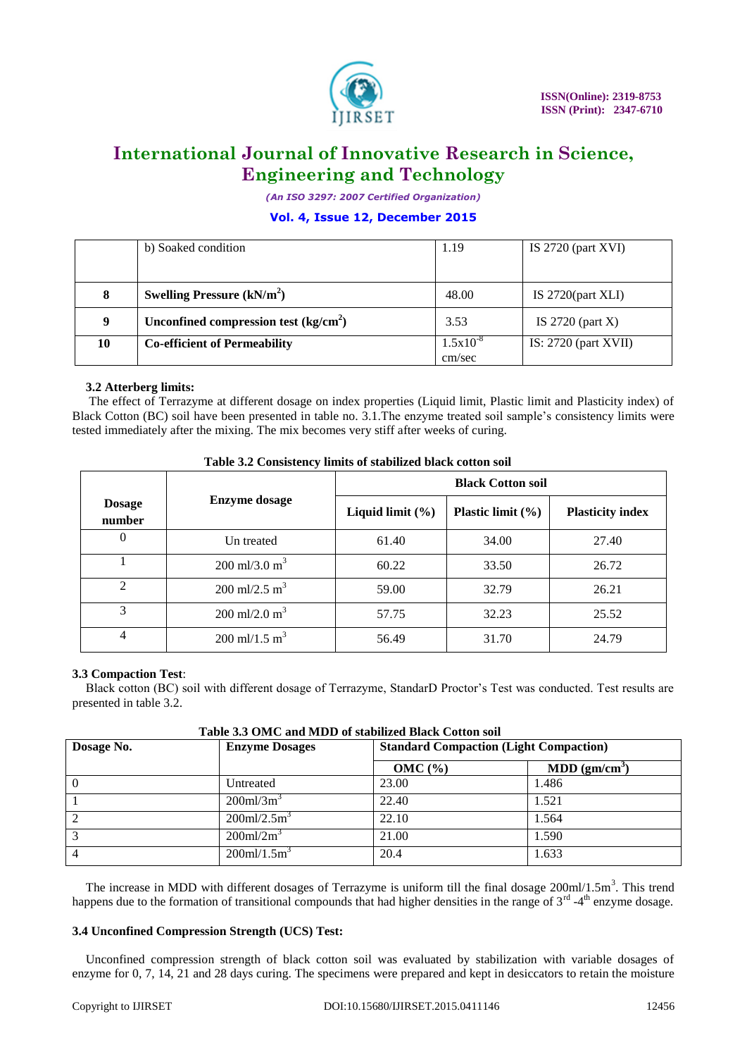| | b) Soaked condition | 1.19 | IS 2720 (part XVI) |
|---|---|---|---|
| **8** | **Swelling Pressure (kN/m$^2$)** | 48.00 | IS 2720(part XLI) |
| **9** | **Unconfined compression test (kg/cm$^2$)** | 3.53 | IS 2720 (part X) |
| **10** | **Co-efficient of Permeability** | $1.5 \times 10^{-8}$ cm/sec | IS: 2720 (part XVII) |

### 3.2 Atterberg limits:

The effect of Terrazyme at different dosage on index properties (Liquid limit, Plastic limit and Plasticity index) of Black Cotton (BC) soil have been presented in table no. 3.1.The enzyme treated soil sample's consistency limits were tested immediately after the mixing. The mix becomes very stiff after weeks of curing.

**Table 3.2 Consistency limits of stabilized black cotton soil**

| Dosage number | Enzyme dosage | Black Cotton soil | | |
|---|---|---|---|---|
| | | Liquid limit (%) | Plastic limit (%) | Plasticity index |
| 0 | Un treated | 61.40 | 34.00 | 27.40 |
| 1 | 200 ml/3.0 m$^3$ | 60.22 | 33.50 | 26.72 |
| 2 | 200 ml/2.5 m$^3$ | 59.00 | 32.79 | 26.21 |
| 3 | 200 ml/2.0 m$^3$ | 57.75 | 32.23 | 25.52 |
| 4 | 200 ml/1.5 m$^3$ | 56.49 | 31.70 | 24.79 |

### 3.3 Compaction Test:

Black cotton (BC) soil with different dosage of Terrazyme, StandarD Proctor's Test was conducted. Test results are presented in table 3.2.

**Table 3.3 OMC and MDD of stabilized Black Cotton soil**

| Dosage No. | Enzyme Dosages | Standard Compaction (Light Compaction) | |
|---|---|---|---|
| | | OMC (%) | MDD (gm/cm$^3$) |
| 0 | Untreated | 23.00 | 1.486 |
| 1 | 200ml/3m$^3$ | 22.40 | 1.521 |
| 2 | 200ml/2.5m$^3$ | 22.10 | 1.564 |
| 3 | 200ml/2m$^3$ | 21.00 | 1.590 |
| 4 | 200ml/1.5m$^3$ | 20.4 | 1.633 |

The increase in MDD with different dosages of Terrazyme is uniform till the final dosage 200ml/1.5m$^3$. This trend happens due to the formation of transitional compounds that had higher densities in the range of 3$^{rd}$ -4$^{th}$ enzyme dosage.

### 3.4 Unconfined Compression Strength (UCS) Test:

Unconfined compression strength of black cotton soil was evaluated by stabilization with variable dosages of enzyme for 0, 7, 14, 21 and 28 days curing. The specimens were prepared and kept in desiccators to retain the moisture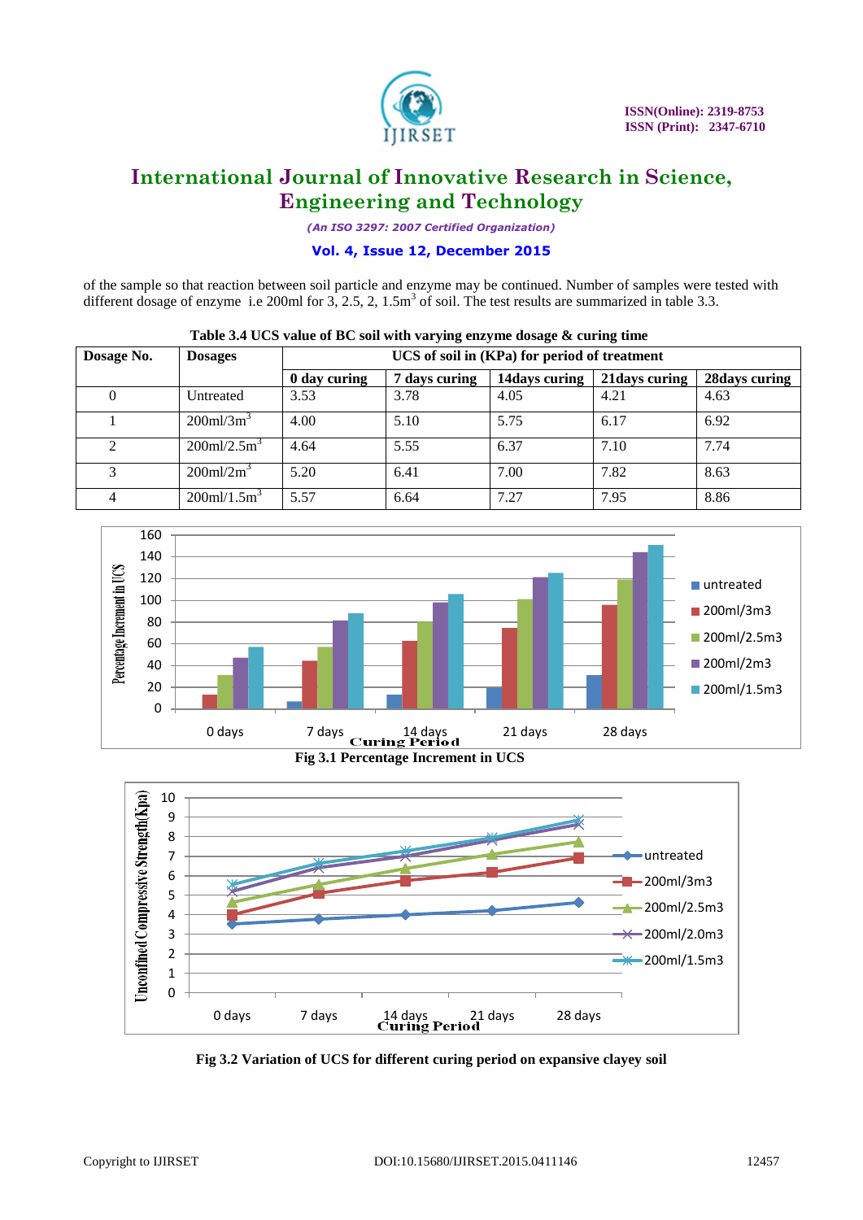of the sample so that reaction between soil particle and enzyme may be continued. Number of samples were tested with different dosage of enzyme i.e 200ml for 3, 2.5, 2, 1.5m$^3$ of soil. The test results are summarized in table 3.3.

**Table 3.4 UCS value of BC soil with varying enzyme dosage & curing time**

| Dosage No. | Dosages | UCS of soil in (KPa) for period of treatment | | | | |
|---|---|---|---|---|---|---|
| | | 0 day curing | 7 days curing | 14days curing | 21days curing | 28days curing |
| 0 | Untreated | 3.53 | 3.78 | 4.05 | 4.21 | 4.63 |
| 1 | 200ml/3m$^3$ | 4.00 | 5.10 | 5.75 | 6.17 | 6.92 |
| 2 | 200ml/2.5m$^3$ | 4.64 | 5.55 | 6.37 | 7.10 | 7.74 |
| 3 | 200ml/2m$^3$ | 5.20 | 6.41 | 7.00 | 7.82 | 8.63 |
| 4 | 200ml/1.5m$^3$ | 5.57 | 6.64 | 7.27 | 7.95 | 8.86 |

**Fig 3.1 Percentage Increment in UCS**

**Fig 3.2 Variation of UCS for different curing period on expansive clayey soil**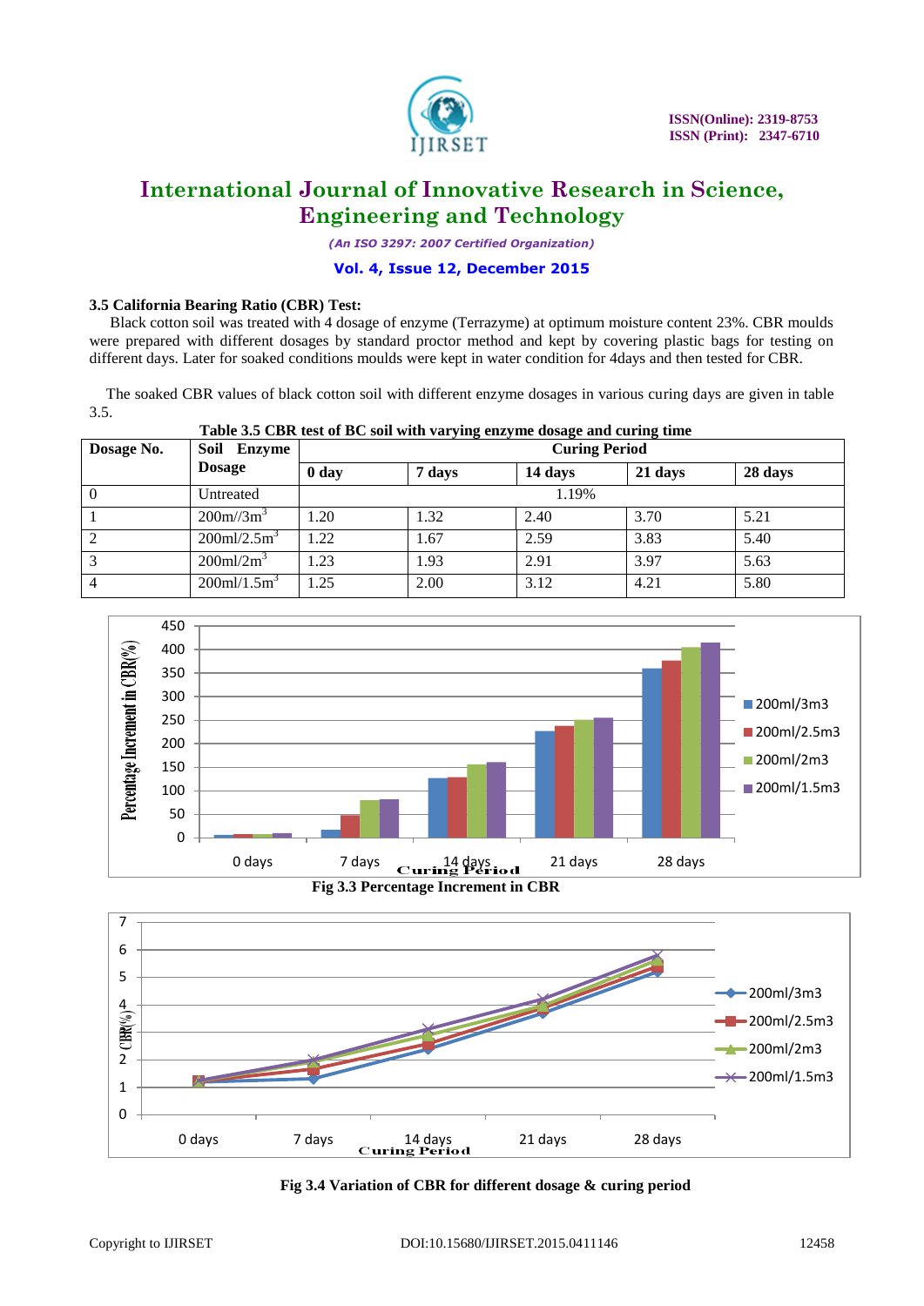### 3.5 California Bearing Ratio (CBR) Test:

Black cotton soil was treated with 4 dosage of enzyme (Terrazyme) at optimum moisture content 23%. CBR moulds were prepared with different dosages by standard proctor method and kept by covering plastic bags for testing on different days. Later for soaked conditions moulds were kept in water condition for 4days and then tested for CBR.

The soaked CBR values of black cotton soil with different enzyme dosages in various curing days are given in table 3.5.

**Table 3.5 CBR test of BC soil with varying enzyme dosage and curing time**

| Dosage No. | Soil Enzyme Dosage | Curing Period | | | | |
|---|---|---|---|---|---|---|
| | | **0 day** | **7 days** | **14 days** | **21 days** | **28 days** |
| 0 | Untreated | 1.19% | | | | |
| 1 | 200m//3m$^3$ | 1.20 | 1.32 | 2.40 | 3.70 | 5.21 |
| 2 | 200ml/2.5m$^3$ | 1.22 | 1.67 | 2.59 | 3.83 | 5.40 |
| 3 | 200ml/2m$^3$ | 1.23 | 1.93 | 2.91 | 3.97 | 5.63 |
| 4 | 200ml/1.5m$^3$ | 1.25 | 2.00 | 3.12 | 4.21 | 5.80 |

**Fig 3.3 Percentage Increment in CBR**

**Fig 3.4 Variation of CBR for different dosage & curing period**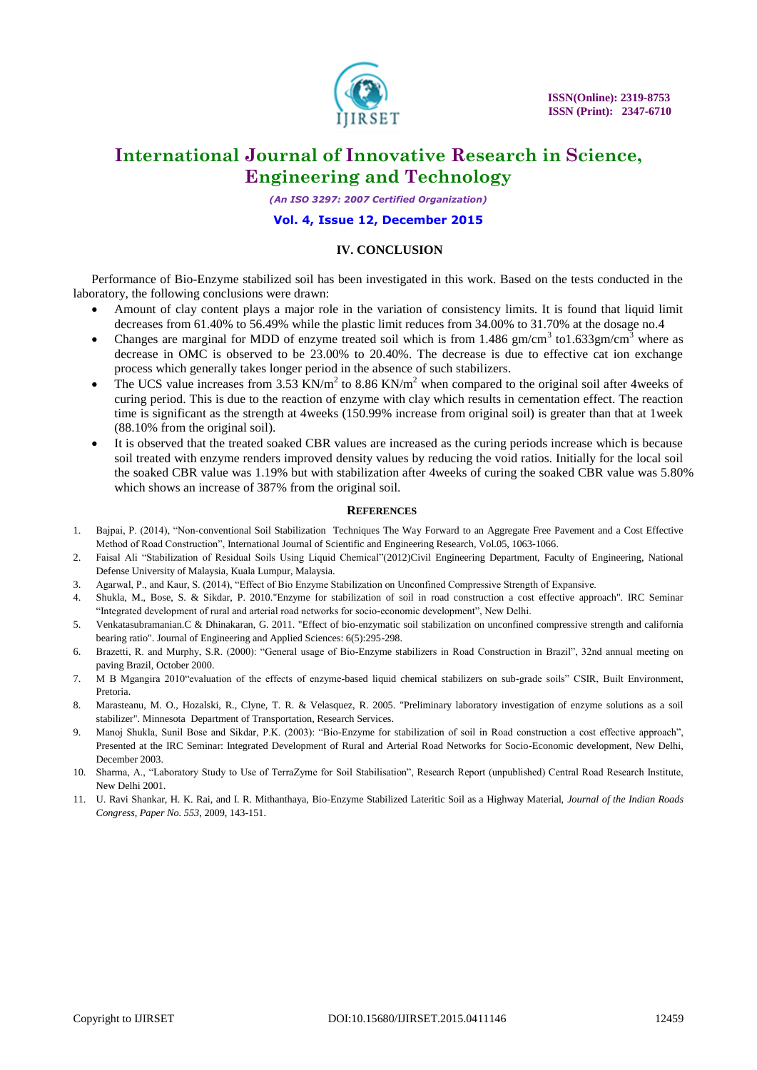## IV. CONCLUSION

Performance of Bio-Enzyme stabilized soil has been investigated in this work. Based on the tests conducted in the laboratory, the following conclusions were drawn:

- Amount of clay content plays a major role in the variation of consistency limits. It is found that liquid limit decreases from 61.40% to 56.49% while the plastic limit reduces from 34.00% to 31.70% at the dosage no.4
- Changes are marginal for MDD of enzyme treated soil which is from 1.486 gm/cm$^3$ to1.633gm/cm$^3$ where as decrease in OMC is observed to be 23.00% to 20.40%. The decrease is due to effective cat ion exchange process which generally takes longer period in the absence of such stabilizers.
- The UCS value increases from 3.53 KN/m$^2$ to 8.86 KN/m$^2$ when compared to the original soil after 4weeks of curing period. This is due to the reaction of enzyme with clay which results in cementation effect. The reaction time is significant as the strength at 4weeks (150.99% increase from original soil) is greater than that at 1week (88.10% from the original soil).
- It is observed that the treated soaked CBR values are increased as the curing periods increase which is because soil treated with enzyme renders improved density values by reducing the void ratios. Initially for the local soil the soaked CBR value was 1.19% but with stabilization after 4weeks of curing the soaked CBR value was 5.80% which shows an increase of 387% from the original soil.

### REFERENCES

1. Bajpai, P. (2014), "Non-conventional Soil Stabilization Techniques The Way Forward to an Aggregate Free Pavement and a Cost Effective Method of Road Construction", International Journal of Scientific and Engineering Research, Vol.05, 1063-1066.
2. Faisal Ali "Stabilization of Residual Soils Using Liquid Chemical"(2012)Civil Engineering Department, Faculty of Engineering, National Defense University of Malaysia, Kuala Lumpur, Malaysia.
3. Agarwal, P., and Kaur, S. (2014), "Effect of Bio Enzyme Stabilization on Unconfined Compressive Strength of Expansive.
4. Shukla, M., Bose, S. & Sikdar, P. 2010."Enzyme for stabilization of soil in road construction a cost effective approach". IRC Seminar "Integrated development of rural and arterial road networks for socio-economic development", New Delhi.
5. Venkatasubramanian.C & Dhinakaran, G. 2011. "Effect of bio-enzymatic soil stabilization on unconfined compressive strength and california bearing ratio". Journal of Engineering and Applied Sciences: 6(5):295-298.
6. Brazetti, R. and Murphy, S.R. (2000): "General usage of Bio-Enzyme stabilizers in Road Construction in Brazil", 32nd annual meeting on paving Brazil, October 2000.
7. M B Mgangira 2010"evaluation of the effects of enzyme-based liquid chemical stabilizers on sub-grade soils" CSIR, Built Environment, Pretoria.
8. Marasteanu, M. O., Hozalski, R., Clyne, T. R. & Velasquez, R. 2005. "Preliminary laboratory investigation of enzyme solutions as a soil stabilizer". Minnesota Department of Transportation, Research Services.
9. Manoj Shukla, Sunil Bose and Sikdar, P.K. (2003): "Bio-Enzyme for stabilization of soil in Road construction a cost effective approach", Presented at the IRC Seminar: Integrated Development of Rural and Arterial Road Networks for Socio-Economic development, New Delhi, December 2003.
10. Sharma, A., "Laboratory Study to Use of TerraZyme for Soil Stabilisation", Research Report (unpublished) Central Road Research Institute, New Delhi 2001.
11. U. Ravi Shankar, H. K. Rai, and I. R. Mithanthaya, Bio-Enzyme Stabilized Lateritic Soil as a Highway Material, *Journal of the Indian Roads Congress, Paper No. 553*, 2009, 143-151.